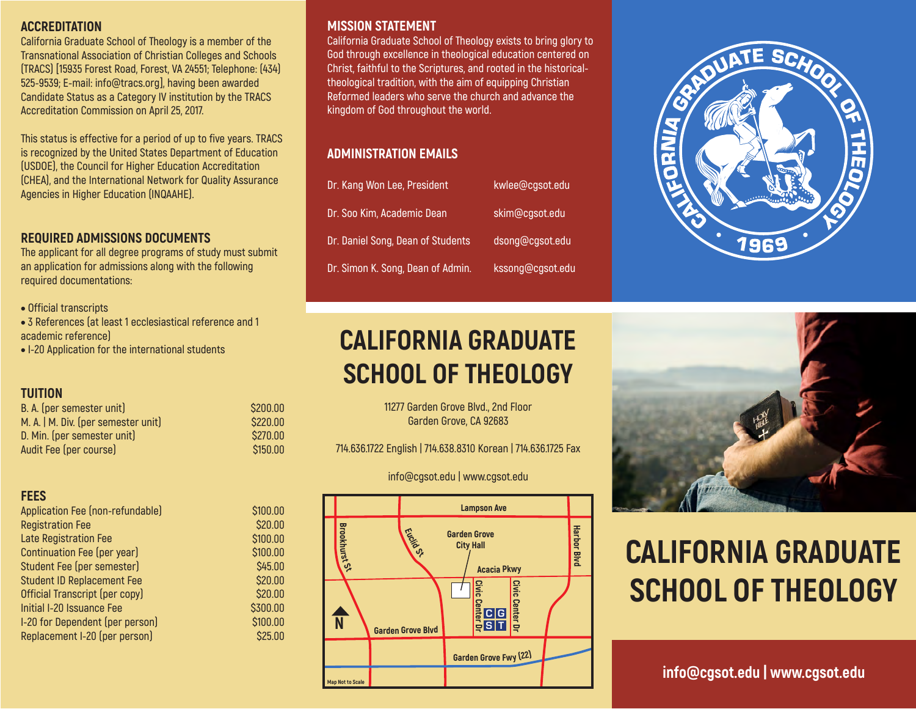## ACCREDITATION

California Graduate School of Theology is a member of the Transnational Association of Christian Colleges and Schools (TRACS) [15935 Forest Road, Forest, VA 24551; Telephone: (434) 525-9539; E-mail: info@tracs.org], having been awarded Candidate Status as a Category IV institution by the TRACS Accreditation Commission on April 25, 2017.

This status is effective for a period of up to five years. TRACS is recognized by the United States Department of Education (USDOE), the Council for Higher Education Accreditation (CHEA), and the International Network for Quality Assurance Agencies in Higher Education (INQAAHE).

## REQUIRED ADMISSIONS DOCUMENTS

The applicant for all degree programs of study must submit an application for admissions along with the following required documentations:

- Official transcripts
- 3 References (at least 1 ecclesiastical reference and 1 academic reference)
- I-20 Application for the international students

## TUITION

| | |
|---|---|
| B. A. (per semester unit) | $200.00 |
| M. A. \| M. Div. (per semester unit) | $220.00 |
| D. Min. (per semester unit) | $270.00 |
| Audit Fee (per course) | $150.00 |

## FEES

| | |
|---|---|
| Application Fee (non-refundable) | $100.00 |
| Registration Fee | $20.00 |
| Late Registration Fee | $100.00 |
| Continuation Fee (per year) | $100.00 |
| Student Fee (per semester) | $45.00 |
| Student ID Replacement Fee | $20.00 |
| Official Transcript (per copy) | $20.00 |
| Initial I-20 Issuance Fee | $300.00 |
| I-20 for Dependent (per person) | $100.00 |
| Replacement I-20 (per person) | $25.00 |

## MISSION STATEMENT

California Graduate School of Theology exists to bring glory to God through excellence in theological education centered on Christ, faithful to the Scriptures, and rooted in the historical-theological tradition, with the aim of equipping Christian Reformed leaders who serve the church and advance the kingdom of God throughout the world.

## ADMINISTRATION EMAILS

| | |
|---|---|
| Dr. Kang Won Lee, President | kwlee@cgsot.edu |
| Dr. Soo Kim, Academic Dean | skim@cgsot.edu |
| Dr. Daniel Song, Dean of Students | dsong@cgsot.edu |
| Dr. Simon K. Song, Dean of Admin. | kssong@cgsot.edu |

# CALIFORNIA GRADUATE SCHOOL OF THEOLOGY

11277 Garden Grove Blvd., 2nd Floor
Garden Grove, CA 92683

714.636.1722 English | 714.638.8310 Korean | 714.636.1725 Fax

info@cgsot.edu | www.cgsot.edu

Lampson Ave, Brookhurst St, Euclid St, Garden Grove City Hall, Harbor Blvd, Acacia Pkwy, Civic Center Dr, CGST, Garden Grove Blvd, Garden Grove Fwy (22), N

Map Not to Scale

CALIFORNIA GRADUATE SCHOOL OF THEOLOGY • 1969 •

# CALIFORNIA GRADUATE SCHOOL OF THEOLOGY

**info@cgsot.edu | www.cgsot.edu**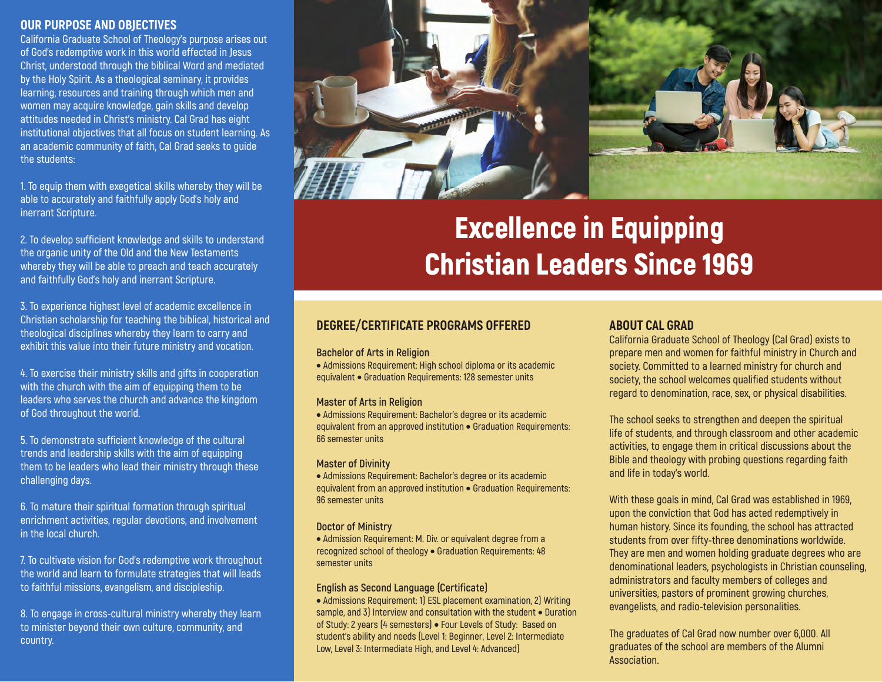## OUR PURPOSE AND OBJECTIVES

California Graduate School of Theology's purpose arises out of God's redemptive work in this world effected in Jesus Christ, understood through the biblical Word and mediated by the Holy Spirit. As a theological seminary, it provides learning, resources and training through which men and women may acquire knowledge, gain skills and develop attitudes needed in Christ's ministry. Cal Grad has eight institutional objectives that all focus on student learning. As an academic community of faith, Cal Grad seeks to guide the students:

1. To equip them with exegetical skills whereby they will be able to accurately and faithfully apply God's holy and inerrant Scripture.

2. To develop sufficient knowledge and skills to understand the organic unity of the Old and the New Testaments whereby they will be able to preach and teach accurately and faithfully God's holy and inerrant Scripture.

3. To experience highest level of academic excellence in Christian scholarship for teaching the biblical, historical and theological disciplines whereby they learn to carry and exhibit this value into their future ministry and vocation.

4. To exercise their ministry skills and gifts in cooperation with the church with the aim of equipping them to be leaders who serves the church and advance the kingdom of God throughout the world.

5. To demonstrate sufficient knowledge of the cultural trends and leadership skills with the aim of equipping them to be leaders who lead their ministry through these challenging days.

6. To mature their spiritual formation through spiritual enrichment activities, regular devotions, and involvement in the local church.

7. To cultivate vision for God's redemptive work throughout the world and learn to formulate strategies that will leads to faithful missions, evangelism, and discipleship.

8. To engage in cross-cultural ministry whereby they learn to minister beyond their own culture, community, and country.

# Excellence in Equipping Christian Leaders Since 1969

## DEGREE/CERTIFICATE PROGRAMS OFFERED

### Bachelor of Arts in Religion

• Admissions Requirement: High school diploma or its academic equivalent • Graduation Requirements: 128 semester units

### Master of Arts in Religion

• Admissions Requirement: Bachelor's degree or its academic equivalent from an approved institution • Graduation Requirements: 66 semester units

### Master of Divinity

• Admissions Requirement: Bachelor's degree or its academic equivalent from an approved institution • Graduation Requirements: 96 semester units

### Doctor of Ministry

• Admission Requirement: M. Div. or equivalent degree from a recognized school of theology • Graduation Requirements: 48 semester units

### English as Second Language (Certificate)

• Admissions Requirement: 1) ESL placement examination, 2) Writing sample, and 3) Interview and consultation with the student • Duration of Study: 2 years (4 semesters) • Four Levels of Study: Based on student's ability and needs (Level 1: Beginner, Level 2: Intermediate Low, Level 3: Intermediate High, and Level 4: Advanced)

## ABOUT CAL GRAD

California Graduate School of Theology (Cal Grad) exists to prepare men and women for faithful ministry in Church and society. Committed to a learned ministry for church and society, the school welcomes qualified students without regard to denomination, race, sex, or physical disabilities.

The school seeks to strengthen and deepen the spiritual life of students, and through classroom and other academic activities, to engage them in critical discussions about the Bible and theology with probing questions regarding faith and life in today's world.

With these goals in mind, Cal Grad was established in 1969, upon the conviction that God has acted redemptively in human history. Since its founding, the school has attracted students from over fifty-three denominations worldwide. They are men and women holding graduate degrees who are denominational leaders, psychologists in Christian counseling, administrators and faculty members of colleges and universities, pastors of prominent growing churches, evangelists, and radio-television personalities.

The graduates of Cal Grad now number over 6,000. All graduates of the school are members of the Alumni Association.